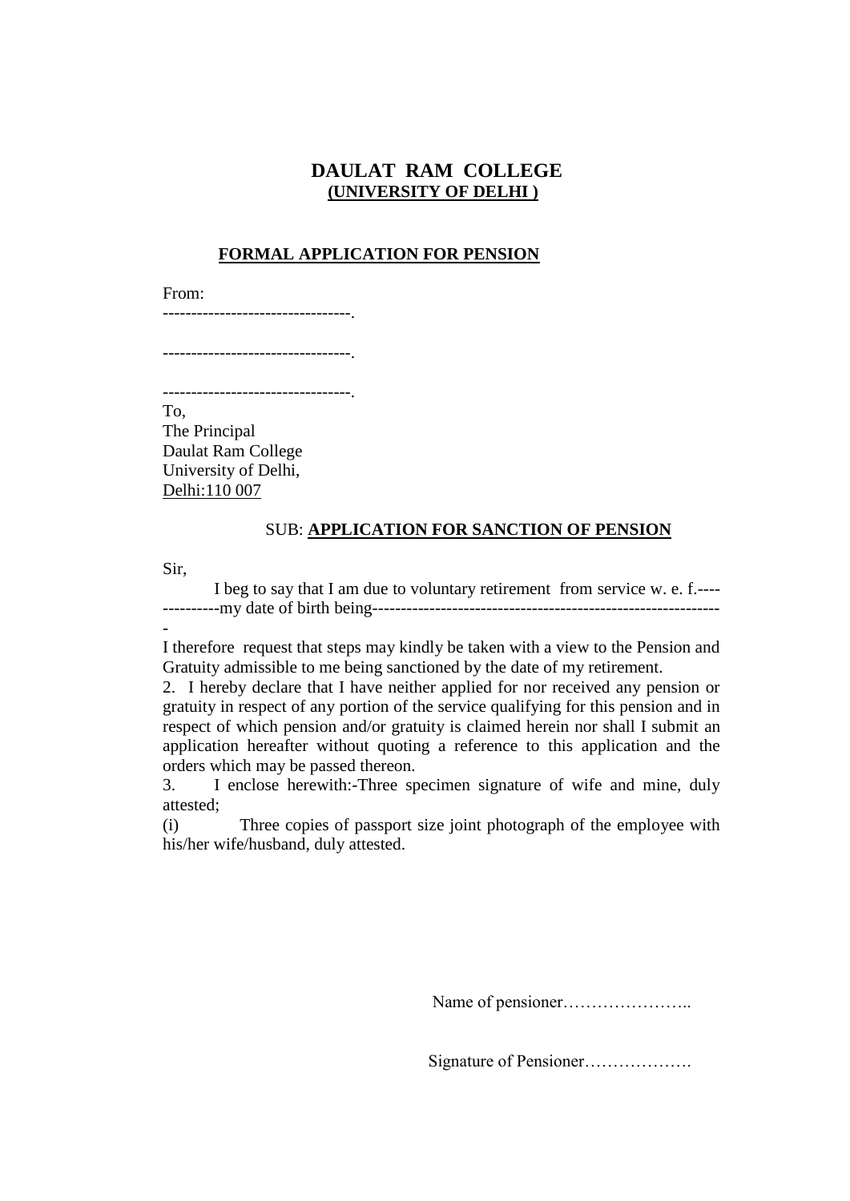# DAULAT RAM COLLEGE
**(UNIVERSITY OF DELHI )**

**FORMAL APPLICATION FOR PENSION**

From:

---------------------------------.

---------------------------------.

---------------------------------.

To,
The Principal
Daulat Ram College
University of Delhi,
Delhi:110 007

SUB: **APPLICATION FOR SANCTION OF PENSION**

Sir,

I beg to say that I am due to voluntary retirement from service w. e. f.-------------my date of birth being-------------------------------------------------------------

I therefore request that steps may kindly be taken with a view to the Pension and Gratuity admissible to me being sanctioned by the date of my retirement.

2. I hereby declare that I have neither applied for nor received any pension or gratuity in respect of any portion of the service qualifying for this pension and in respect of which pension and/or gratuity is claimed herein nor shall I submit an application hereafter without quoting a reference to this application and the orders which may be passed thereon.

3. I enclose herewith:-Three specimen signature of wife and mine, duly attested;

(i) Three copies of passport size joint photograph of the employee with his/her wife/husband, duly attested.

Name of pensioner…………………..

Signature of Pensioner……………….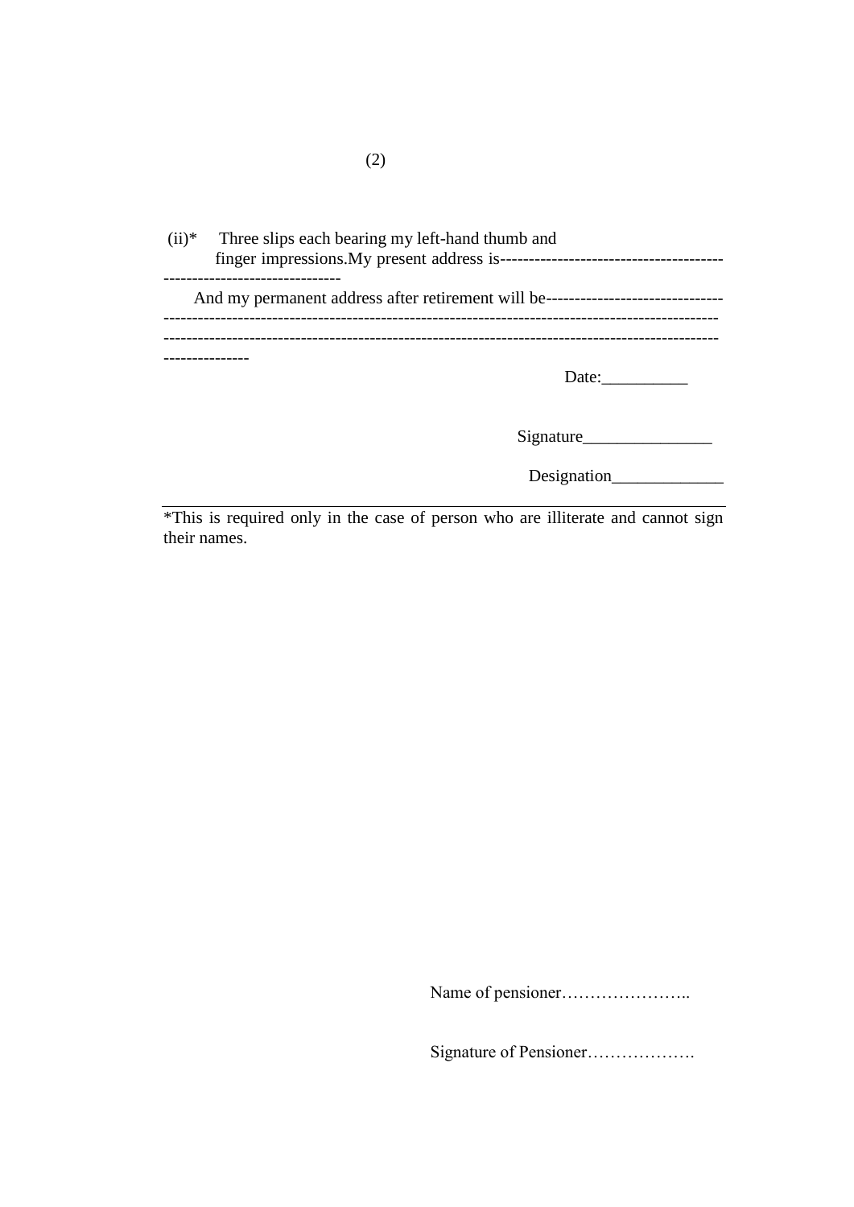(ii)* Three slips each bearing my left-hand thumb and finger impressions. My present address is------------------------------------------------------------------

And my permanent address after retirement will be-------------------------------------------------------------------------------------------------------------------------------------------------------------------------------------------------------------------------------------------------------

Date:__________

Signature_______________

Designation_____________

---

*This is required only in the case of person who are illiterate and cannot sign their names.

Name of pensioner…………………..

Signature of Pensioner……………….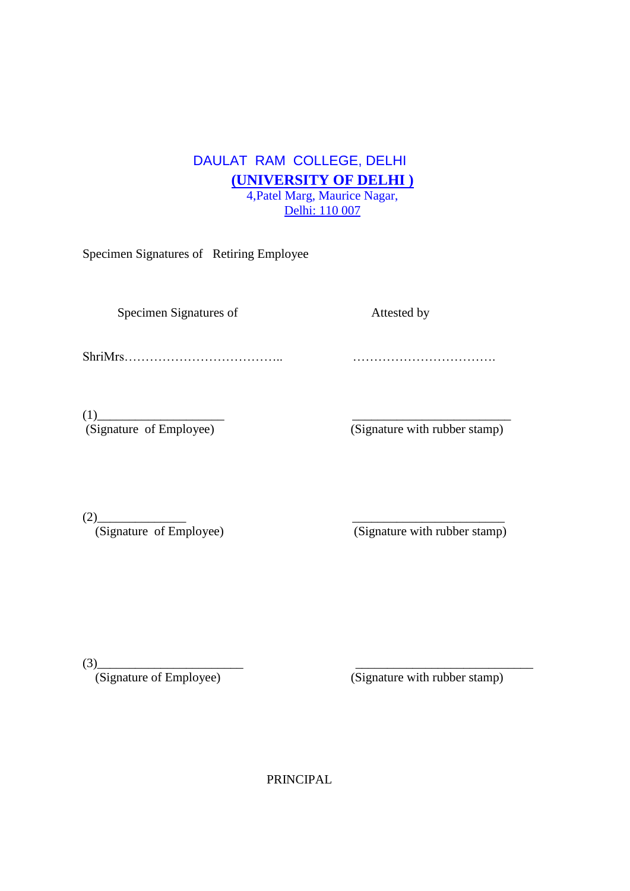DAULAT RAM COLLEGE, DELHI

**(UNIVERSITY OF DELHI )**

4,Patel Marg, Maurice Nagar,

Delhi: 110 007

Specimen Signatures of Retiring Employee

| Specimen Signatures of | Attested by |
|---|---|
| ShriMrs……………………………….. | ……………………………. |
| (1)____________________ (Signature of Employee) | ________________________ (Signature with rubber stamp) |
| (2)______________ (Signature of Employee) | ________________________ (Signature with rubber stamp) |
| (3)______________________ (Signature of Employee) | ____________________________ (Signature with rubber stamp) |

PRINCIPAL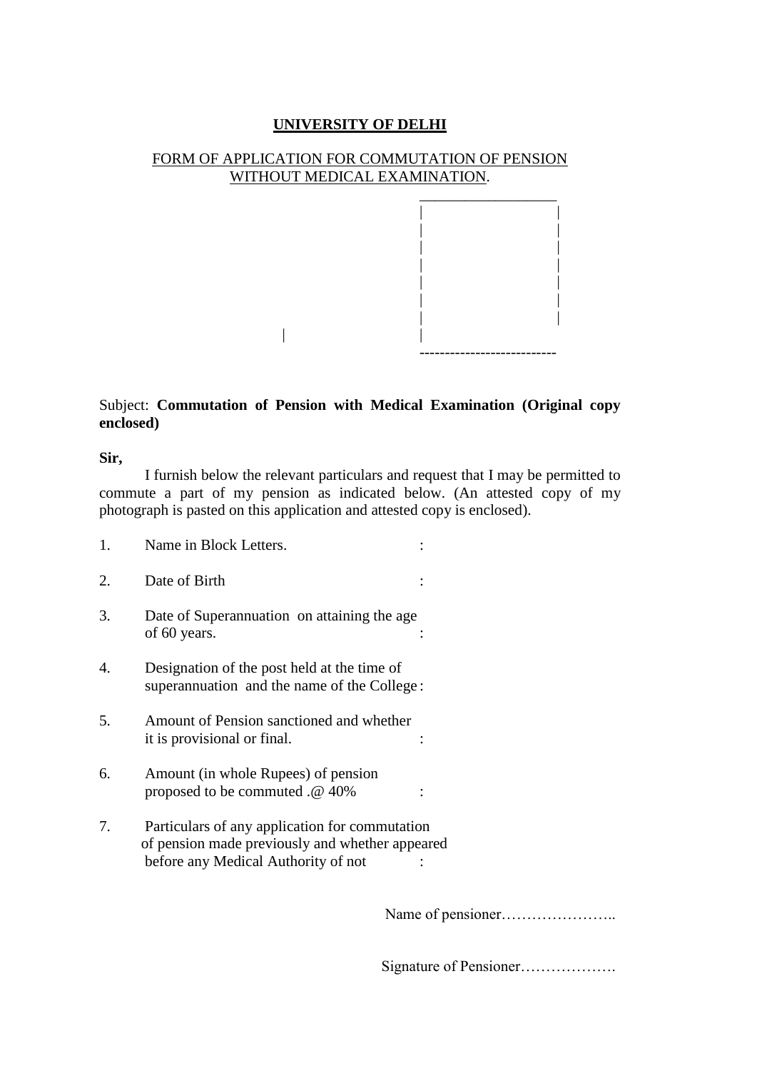**UNIVERSITY OF DELHI**

FORM OF APPLICATION FOR COMMUTATION OF PENSION WITHOUT MEDICAL EXAMINATION.

Subject: **Commutation of Pension with Medical Examination (Original copy enclosed)**

**Sir,**

I furnish below the relevant particulars and request that I may be permitted to commute a part of my pension as indicated below. (An attested copy of my photograph is pasted on this application and attested copy is enclosed).

1. Name in Block Letters. :
2. Date of Birth :
3. Date of Superannuation on attaining the age of 60 years. :
4. Designation of the post held at the time of superannuation and the name of the College :
5. Amount of Pension sanctioned and whether it is provisional or final. :
6. Amount (in whole Rupees) of pension proposed to be commuted .@ 40% :
7. Particulars of any application for commutation of pension made previously and whether appeared before any Medical Authority of not :

Name of pensioner…………………..

Signature of Pensioner……………….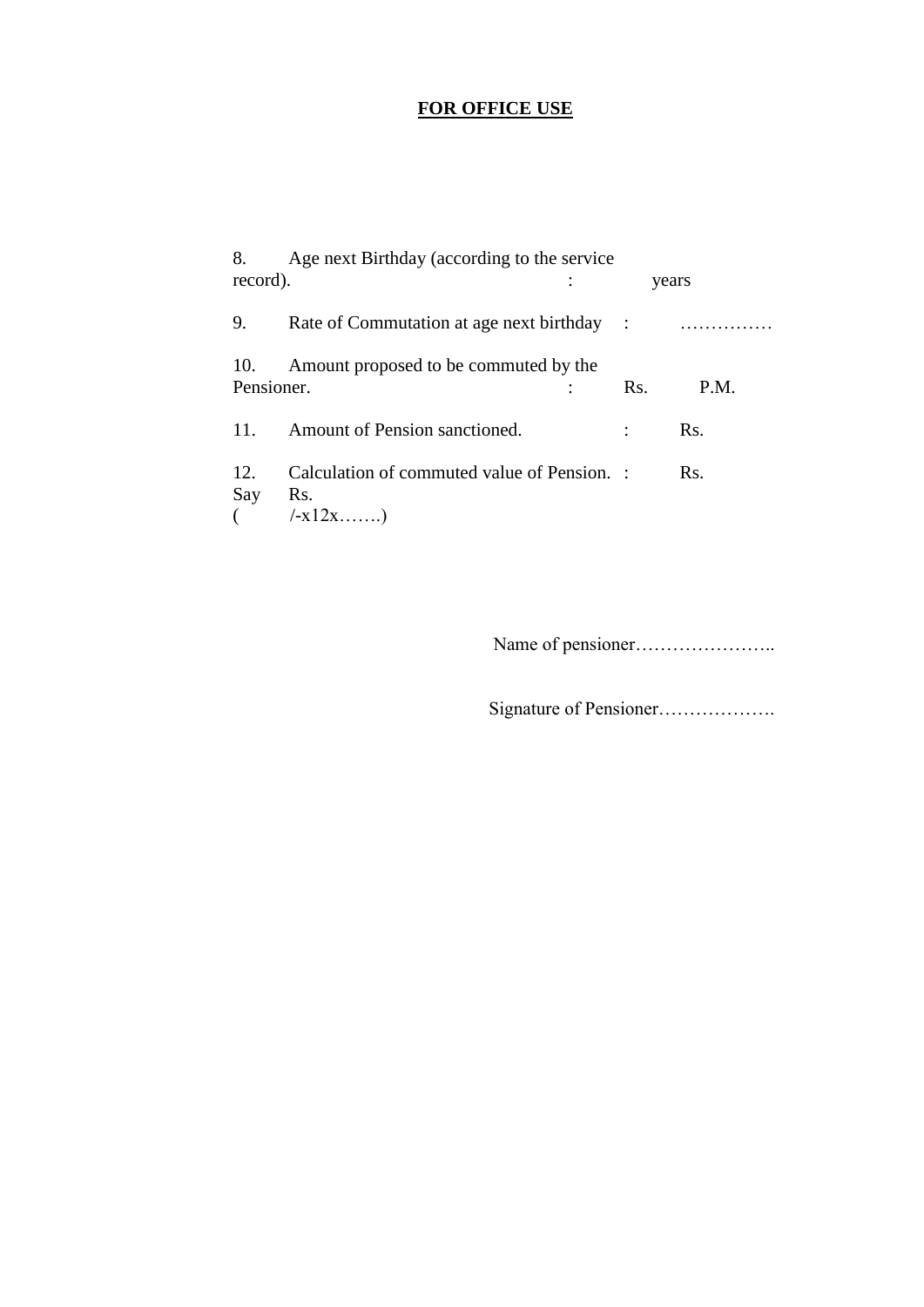**FOR OFFICE USE**

8. Age next Birthday (according to the service record). : years

9. Rate of Commutation at age next birthday : ……………

10. Amount proposed to be commuted by the Pensioner. : Rs. P.M.

11. Amount of Pension sanctioned. : Rs.

12. Calculation of commuted value of Pension. : Rs.
Say Rs.
( /-x12x…….)

Name of pensioner…………………..

Signature of Pensioner……………….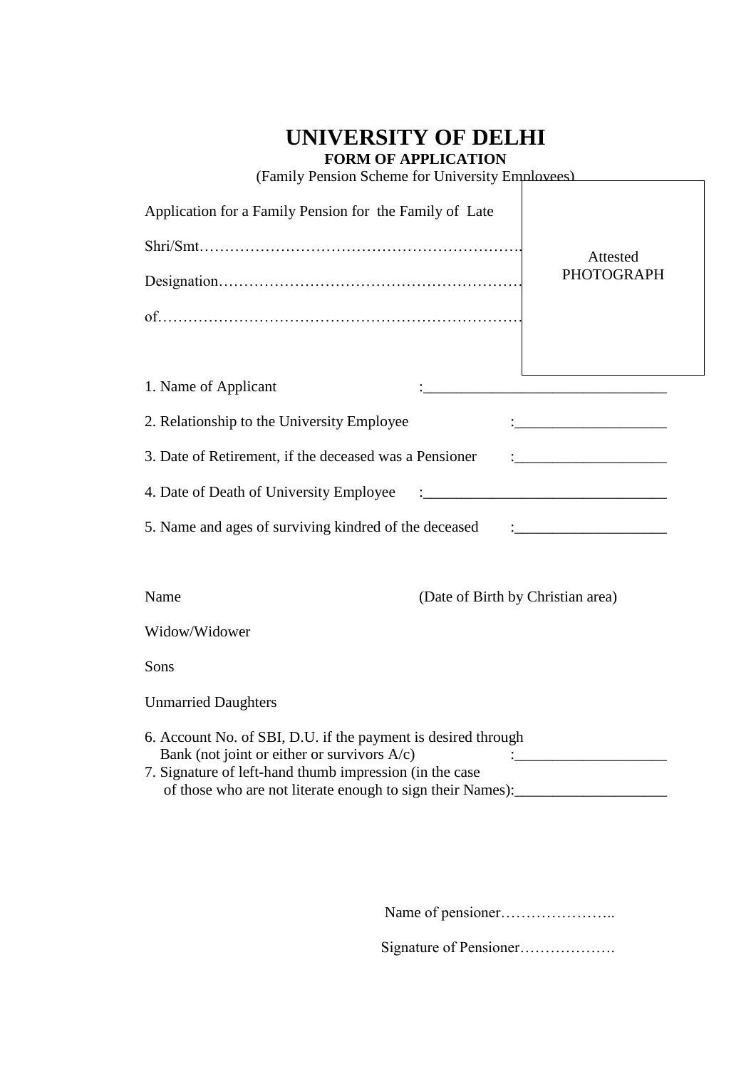# UNIVERSITY OF DELHI

**FORM OF APPLICATION**

(Family Pension Scheme for University Employees)

Attested PHOTOGRAPH

Application for a Family Pension for the Family of Late

Shri/Smt……………………………………………………….

Designation……………………………………………………

of.………………………………………………………………

1. Name of Applicant :_______________________________

2. Relationship to the University Employee :___________________

3. Date of Retirement, if the deceased was a Pensioner :___________________

4. Date of Death of University Employee :_______________________________

5. Name and ages of surviving kindred of the deceased :___________________

Name (Date of Birth by Christian area)

Widow/Widower

Sons

Unmarried Daughters

6. Account No. of SBI, D.U. if the payment is desired through Bank (not joint or either or survivors A/c) :___________________

7. Signature of left-hand thumb impression (in the case of those who are not literate enough to sign their Names):___________________

Name of pensioner…………………..

Signature of Pensioner……………….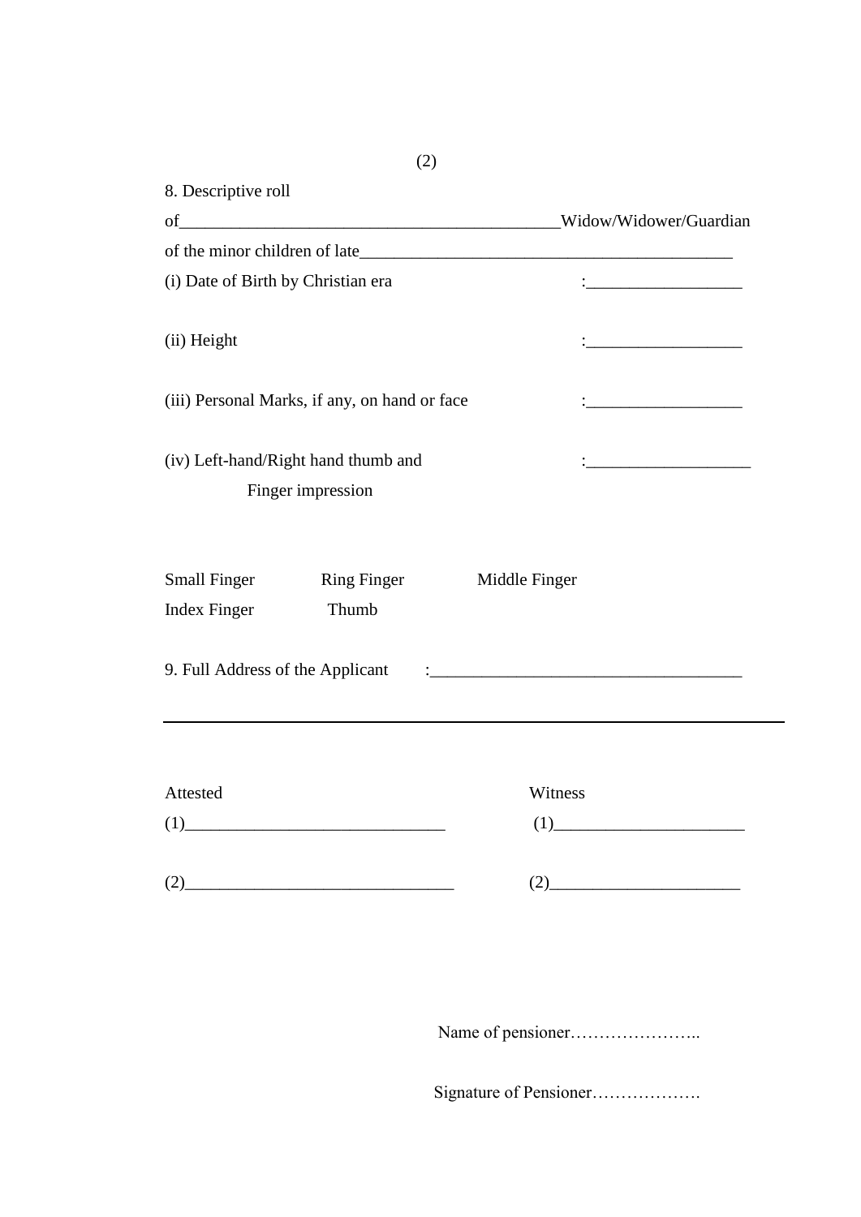(2)

8. Descriptive roll

of_____________________________________________Widow/Widower/Guardian

of the minor children of late_____________________________________________

(i) Date of Birth by Christian era :__________________

(ii) Height :__________________

(iii) Personal Marks, if any, on hand or face :__________________

(iv) Left-hand/Right hand thumb and Finger impression :___________________

Small Finger    Ring Finger    Middle Finger

Index Finger    Thumb

9. Full Address of the Applicant :____________________________________

---

Attested

(1)______________________________

(2)_______________________________

Witness

(1)______________________

(2)______________________

Name of pensioner…………………..

Signature of Pensioner……………….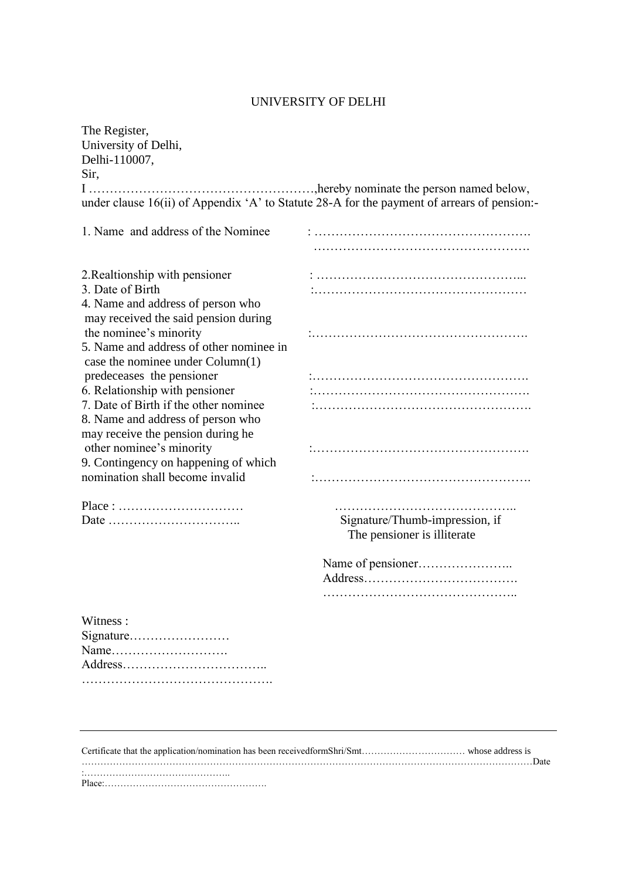# UNIVERSITY OF DELHI

The Register,
University of Delhi,
Delhi-110007,
Sir,

I ……………………………………………,hereby nominate the person named below, under clause 16(ii) of Appendix 'A' to Statute 28-A for the payment of arrears of pension:-

| | |
|---|---|
| 1. Name and address of the Nominee | : ……………………………………………. ……………………………………………. |
| 2.Realtionship with pensioner | : …………………………………………... |
| 3. Date of Birth | :…………………………………………… |
| 4. Name and address of person who may received the said pension during the nominee's minority | :……………………………………………. |
| 5. Name and address of other nominee in case the nominee under Column(1) predeceases the pensioner | :……………………………………………. |
| 6. Relationship with pensioner | :……………………………………………. |
| 7. Date of Birth if the other nominee | :……………………………………………. |
| 8. Name and address of person who may receive the pension during he other nominee's minority | :……………………………………………. |
| 9. Contingency on happening of which nomination shall become invalid | :……………………………………………. |

Place : …………………………

Date …………………………..

……………………………………..
Signature/Thumb-impression, if The pensioner is illiterate

Name of pensioner…………………..
Address……………………………….
………………………………………..

Witness :
Signature……………………
Name……………………….
Address……………………………..
……………………………………….

---

Certificate that the application/nomination has been receivedformShri/Smt…………………………… whose address is ……………………………………………………………………………………………………………………………Date :………………………………………..
Place:…………………………………………….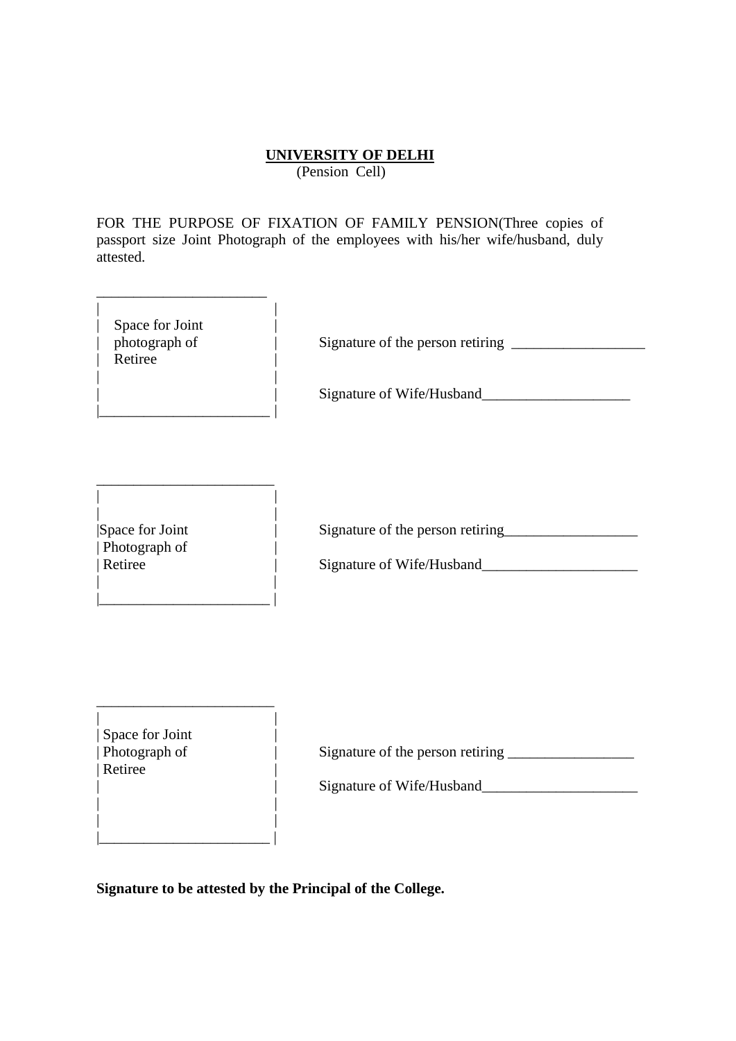**UNIVERSITY OF DELHI**
(Pension Cell)

FOR THE PURPOSE OF FIXATION OF FAMILY PENSION(Three copies of passport size Joint Photograph of the employees with his/her wife/husband, duly attested.

| Space for Joint photograph of Retiree | Signature of the person retiring __________________<br><br>Signature of Wife/Husband____________________ |
|---|---|

| Space for Joint Photograph of Retiree | Signature of the person retiring__________________<br><br>Signature of Wife/Husband_____________________ |
|---|---|

| Space for Joint Photograph of Retiree | Signature of the person retiring _________________<br><br>Signature of Wife/Husband_____________________ |
|---|---|

**Signature to be attested by the Principal of the College.**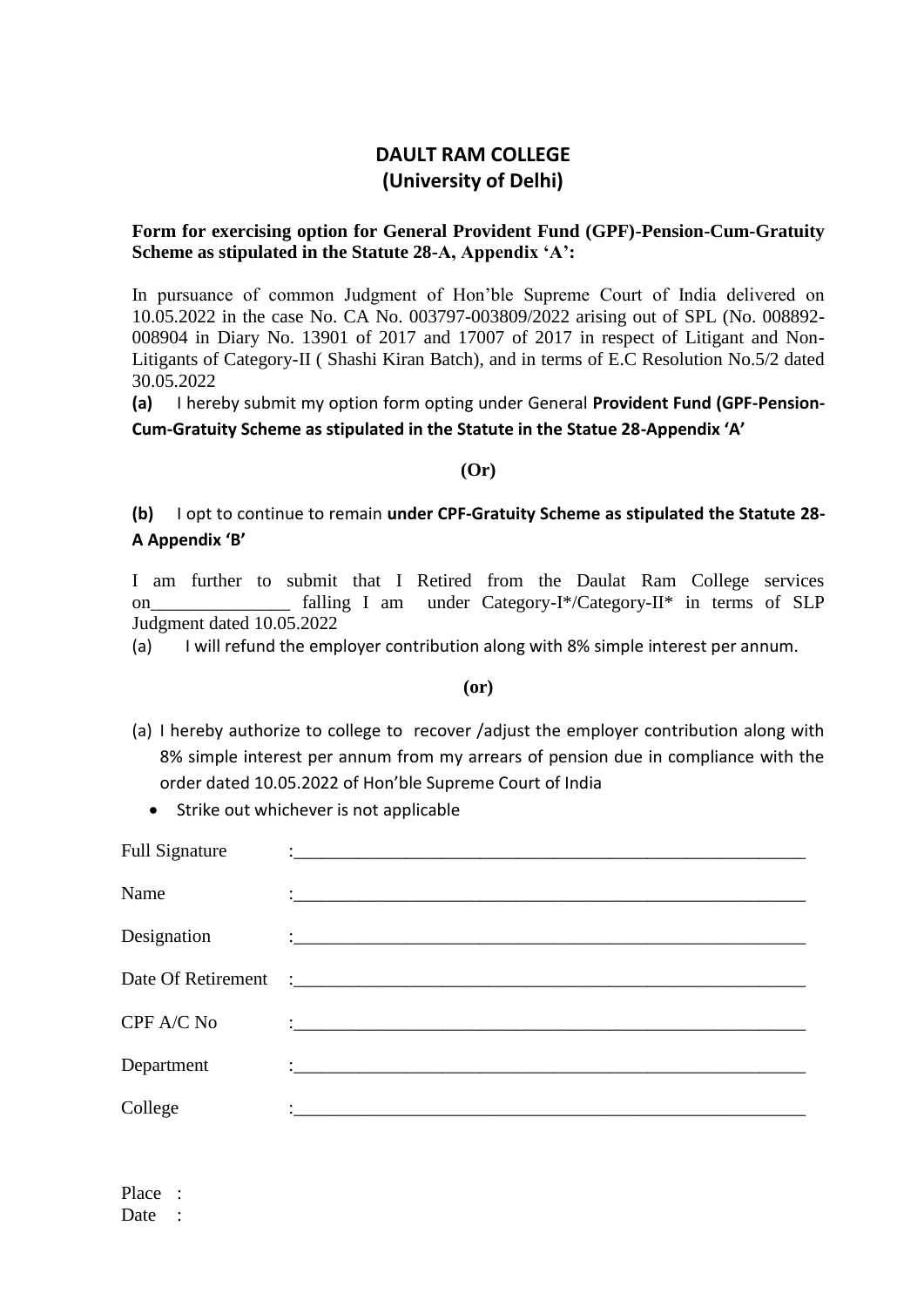# DAULT RAM COLLEGE
## (University of Delhi)

**Form for exercising option for General Provident Fund (GPF)-Pension-Cum-Gratuity Scheme as stipulated in the Statute 28-A, Appendix 'A':**

In pursuance of common Judgment of Hon'ble Supreme Court of India delivered on 10.05.2022 in the case No. CA No. 003797-003809/2022 arising out of SPL (No. 008892-008904 in Diary No. 13901 of 2017 and 17007 of 2017 in respect of Litigant and Non-Litigants of Category-II ( Shashi Kiran Batch), and in terms of E.C Resolution No.5/2 dated 30.05.2022

**(a)** I hereby submit my option form opting under General **Provident Fund (GPF-Pension-Cum-Gratuity Scheme as stipulated in the Statute in the Statue 28-Appendix 'A'**

**(Or)**

**(b)** I opt to continue to remain **under CPF-Gratuity Scheme as stipulated the Statute 28-A Appendix 'B'**

I am further to submit that I Retired from the Daulat Ram College services on_______________ falling I am under Category-I*/Category-II* in terms of SLP Judgment dated 10.05.2022

(a) I will refund the employer contribution along with 8% simple interest per annum.

**(or)**

(a) I hereby authorize to college to recover /adjust the employer contribution along with 8% simple interest per annum from my arrears of pension due in compliance with the order dated 10.05.2022 of Hon'ble Supreme Court of India

- Strike out whichever is not applicable

Full Signature :_______________________________________________

Name :_______________________________________________

Designation :_______________________________________________

Date Of Retirement :_______________________________________________

CPF A/C No :_______________________________________________

Department :_______________________________________________

College :_______________________________________________

Place :

Date :